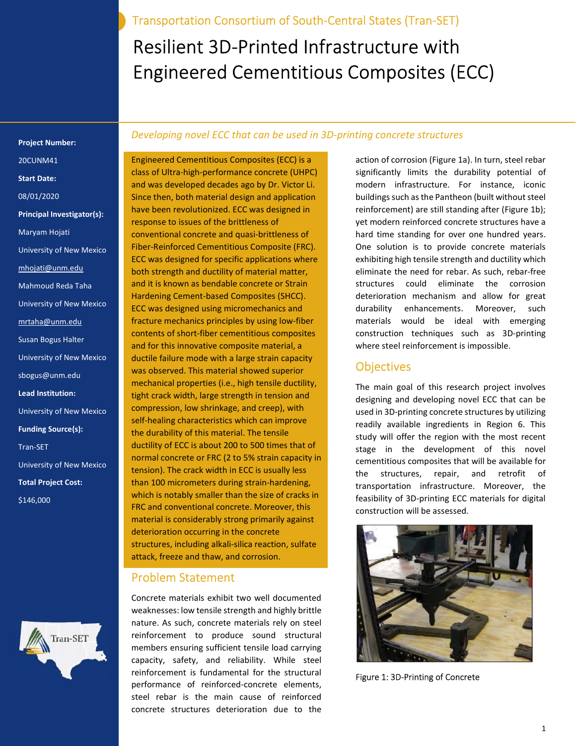Transportation Consortium of South-Central States (Tran-SET)

# Resilient 3D-Printed Infrastructure with Engineered Cementitious Composites (ECC)

**Project Number:**

20CUNM41

**Start Date:**

08/01/2020

**Principal Investigator(s):**

Maryam Hojati

University of New Mexico

mhojati@unm.edu

Mahmoud Reda Taha

University of New Mexico

mrtaha@unm.edu

Susan Bogus Halter

University of New Mexico

sbogus@unm.edu

**Lead Institution:**

University of New Mexico

**Funding Source(s):**

Tran-SET

University of New Mexico

**Total Project Cost:**

$146,000

*Developing novel ECC that can be used in 3D-printing concrete structures*

Engineered Cementitious Composites (ECC) is a class of Ultra-high-performance concrete (UHPC) and was developed decades ago by Dr. Victor Li. Since then, both material design and application have been revolutionized. ECC was designed in response to issues of the brittleness of conventional concrete and quasi-brittleness of Fiber-Reinforced Cementitious Composite (FRC). ECC was designed for specific applications where both strength and ductility of material matter, and it is known as bendable concrete or Strain Hardening Cement-based Composites (SHCC). ECC was designed using micromechanics and fracture mechanics principles by using low-fiber contents of short-fiber cementitious composites and for this innovative composite material, a ductile failure mode with a large strain capacity was observed. This material showed superior mechanical properties (i.e., high tensile ductility, tight crack width, large strength in tension and compression, low shrinkage, and creep), with self-healing characteristics which can improve the durability of this material. The tensile ductility of ECC is about 200 to 500 times that of normal concrete or FRC (2 to 5% strain capacity in tension). The crack width in ECC is usually less than 100 micrometers during strain-hardening, which is notably smaller than the size of cracks in FRC and conventional concrete. Moreover, this material is considerably strong primarily against deterioration occurring in the concrete structures, including alkali-silica reaction, sulfate attack, freeze and thaw, and corrosion.

## Problem Statement

Concrete materials exhibit two well documented weaknesses: low tensile strength and highly brittle nature. As such, concrete materials rely on steel reinforcement to produce sound structural members ensuring sufficient tensile load carrying capacity, safety, and reliability. While steel reinforcement is fundamental for the structural performance of reinforced-concrete elements, steel rebar is the main cause of reinforced concrete structures deterioration due to the action of corrosion (Figure 1a). In turn, steel rebar significantly limits the durability potential of modern infrastructure. For instance, iconic buildings such as the Pantheon (built without steel reinforcement) are still standing after (Figure 1b); yet modern reinforced concrete structures have a hard time standing for over one hundred years. One solution is to provide concrete materials exhibiting high tensile strength and ductility which eliminate the need for rebar. As such, rebar-free structures could eliminate the corrosion deterioration mechanism and allow for great durability enhancements. Moreover, such materials would be ideal with emerging construction techniques such as 3D-printing where steel reinforcement is impossible.

## Objectives

The main goal of this research project involves designing and developing novel ECC that can be used in 3D-printing concrete structures by utilizing readily available ingredients in Region 6. This study will offer the region with the most recent stage in the development of this novel cementitious composites that will be available for the structures, repair, and retrofit of transportation infrastructure. Moreover, the feasibility of 3D-printing ECC materials for digital construction will be assessed.

Figure 1: 3D-Printing of Concrete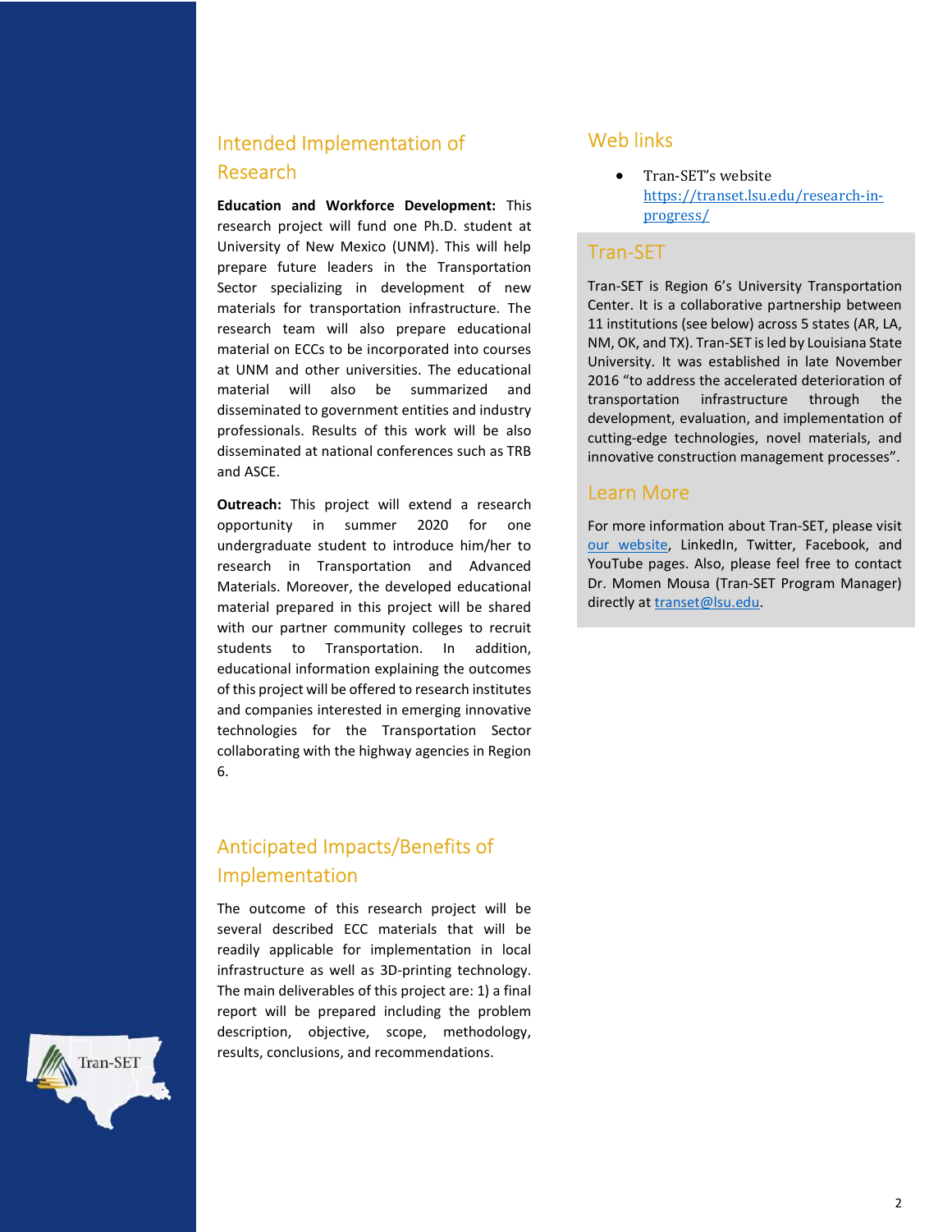## Intended Implementation of Research

**Education and Workforce Development:** This research project will fund one Ph.D. student at University of New Mexico (UNM). This will help prepare future leaders in the Transportation Sector specializing in development of new materials for transportation infrastructure. The research team will also prepare educational material on ECCs to be incorporated into courses at UNM and other universities. The educational material will also be summarized and disseminated to government entities and industry professionals. Results of this work will be also disseminated at national conferences such as TRB and ASCE.

**Outreach:** This project will extend a research opportunity in summer 2020 for one undergraduate student to introduce him/her to research in Transportation and Advanced Materials. Moreover, the developed educational material prepared in this project will be shared with our partner community colleges to recruit students to Transportation. In addition, educational information explaining the outcomes of this project will be offered to research institutes and companies interested in emerging innovative technologies for the Transportation Sector collaborating with the highway agencies in Region 6.

## Anticipated Impacts/Benefits of Implementation

The outcome of this research project will be several described ECC materials that will be readily applicable for implementation in local infrastructure as well as 3D-printing technology. The main deliverables of this project are: 1) a final report will be prepared including the problem description, objective, scope, methodology, results, conclusions, and recommendations.

## Web links

- Tran-SET's website [https://transet.lsu.edu/research-in-progress/](https://transet.lsu.edu/research-in-progress/)

## Tran-SET

Tran-SET is Region 6's University Transportation Center. It is a collaborative partnership between 11 institutions (see below) across 5 states (AR, LA, NM, OK, and TX). Tran-SET is led by Louisiana State University. It was established in late November 2016 "to address the accelerated deterioration of transportation infrastructure through the development, evaluation, and implementation of cutting-edge technologies, novel materials, and innovative construction management processes".

## Learn More

For more information about Tran-SET, please visit our website, LinkedIn, Twitter, Facebook, and YouTube pages. Also, please feel free to contact Dr. Momen Mousa (Tran-SET Program Manager) directly at transet@lsu.edu.